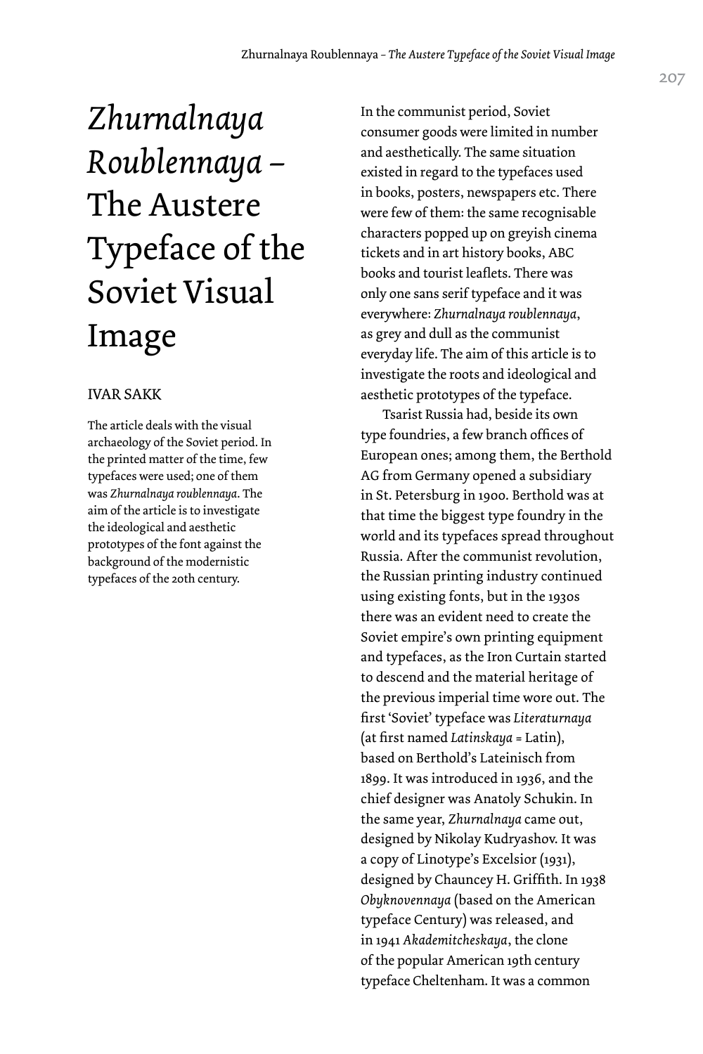# *Zhurnalnaya Roublennaya* – The Austere Typeface of the Soviet Visual Image

IVAR SAKK

The article deals with the visual archaeology of the Soviet period. In the printed matter of the time, few typefaces were used; one of them was *Zhurnalnaya roublennaya*. The aim of the article is to investigate the ideological and aesthetic prototypes of the font against the background of the modernistic typefaces of the 20th century.

In the communist period, Soviet consumer goods were limited in number and aesthetically. The same situation existed in regard to the typefaces used in books, posters, newspapers etc. There were few of them: the same recognisable characters popped up on greyish cinema tickets and in art history books, ABC books and tourist leaflets. There was only one sans serif typeface and it was everywhere: *Zhurnalnaya roublennaya*, as grey and dull as the communist everyday life. The aim of this article is to investigate the roots and ideological and aesthetic prototypes of the typeface.

Tsarist Russia had, beside its own type foundries, a few branch offices of European ones; among them, the Berthold AG from Germany opened a subsidiary in St. Petersburg in 1900. Berthold was at that time the biggest type foundry in the world and its typefaces spread throughout Russia. After the communist revolution, the Russian printing industry continued using existing fonts, but in the 1930s there was an evident need to create the Soviet empire's own printing equipment and typefaces, as the Iron Curtain started to descend and the material heritage of the previous imperial time wore out. The first 'Soviet' typeface was *Literaturnaya* (at first named *Latinskaya* = Latin), based on Berthold's Lateinisch from 1899. It was introduced in 1936, and the chief designer was Anatoly Schukin. In the same year, *Zhurnalnaya* came out, designed by Nikolay Kudryashov. It was a copy of Linotype's Excelsior (1931), designed by Chauncey H. Griffith. In 1938 *Obyknovennaya* (based on the American typeface Century) was released, and in 1941 *Akademitcheskaya*, the clone of the popular American 19th century typeface Cheltenham. It was a common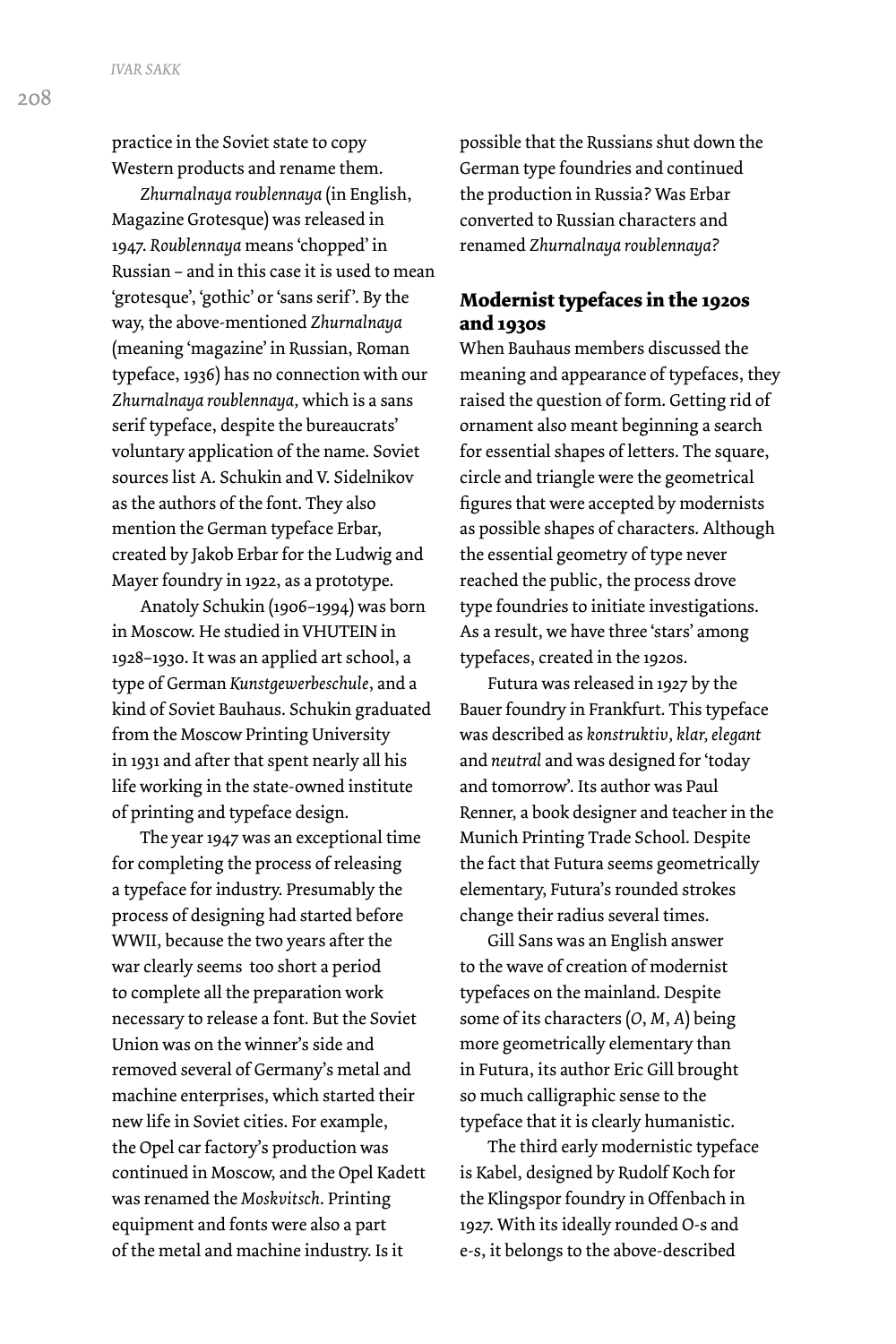practice in the Soviet state to copy Western products and rename them.

*Zhurnalnaya roublennaya* (in English, Magazine Grotesque) was released in 1947. *Roublennaya* means 'chopped' in Russian – and in this case it is used to mean 'grotesque', 'gothic' or 'sans serif'. By the way, the above-mentioned *Zhurnalnaya* (meaning 'magazine' in Russian, Roman typeface, 1936) has no connection with our *Zhurnalnaya roublennaya*, which is a sans serif typeface, despite the bureaucrats' voluntary application of the name. Soviet sources list A. Schukin and V. Sidelnikov as the authors of the font. They also mention the German typeface Erbar, created by Jakob Erbar for the Ludwig and Mayer foundry in 1922, as a prototype.

Anatoly Schukin (1906–1994) was born in Moscow. He studied in VHUTEIN in 1928–1930. It was an applied art school, a type of German *Kunstgewerbeschule*, and a kind of Soviet Bauhaus. Schukin graduated from the Moscow Printing University in 1931 and after that spent nearly all his life working in the state-owned institute of printing and typeface design.

The year 1947 was an exceptional time for completing the process of releasing a typeface for industry. Presumably the process of designing had started before WWII, because the two years after the war clearly seems too short a period to complete all the preparation work necessary to release a font. But the Soviet Union was on the winner's side and removed several of Germany's metal and machine enterprises, which started their new life in Soviet cities. For example, the Opel car factory's production was continued in Moscow, and the Opel Kadett was renamed the *Moskvitsch*. Printing equipment and fonts were also a part of the metal and machine industry. Is it possible that the Russians shut down the German type foundries and continued the production in Russia? Was Erbar converted to Russian characters and renamed *Zhurnalnaya roublennaya*?

## Modernist typefaces in the 1920s and 1930s

When Bauhaus members discussed the meaning and appearance of typefaces, they raised the question of form. Getting rid of ornament also meant beginning a search for essential shapes of letters. The square, circle and triangle were the geometrical figures that were accepted by modernists as possible shapes of characters. Although the essential geometry of type never reached the public, the process drove type foundries to initiate investigations. As a result, we have three 'stars' among typefaces, created in the 1920s.

Futura was released in 1927 by the Bauer foundry in Frankfurt. This typeface was described as *konstruktiv*, *klar*, *elegant* and *neutral* and was designed for 'today and tomorrow'. Its author was Paul Renner, a book designer and teacher in the Munich Printing Trade School. Despite the fact that Futura seems geometrically elementary, Futura's rounded strokes change their radius several times.

Gill Sans was an English answer to the wave of creation of modernist typefaces on the mainland. Despite some of its characters (*O*, *M*, *A*) being more geometrically elementary than in Futura, its author Eric Gill brought so much calligraphic sense to the typeface that it is clearly humanistic.

The third early modernistic typeface is Kabel, designed by Rudolf Koch for the Klingspor foundry in Offenbach in 1927. With its ideally rounded O-s and e-s, it belongs to the above-described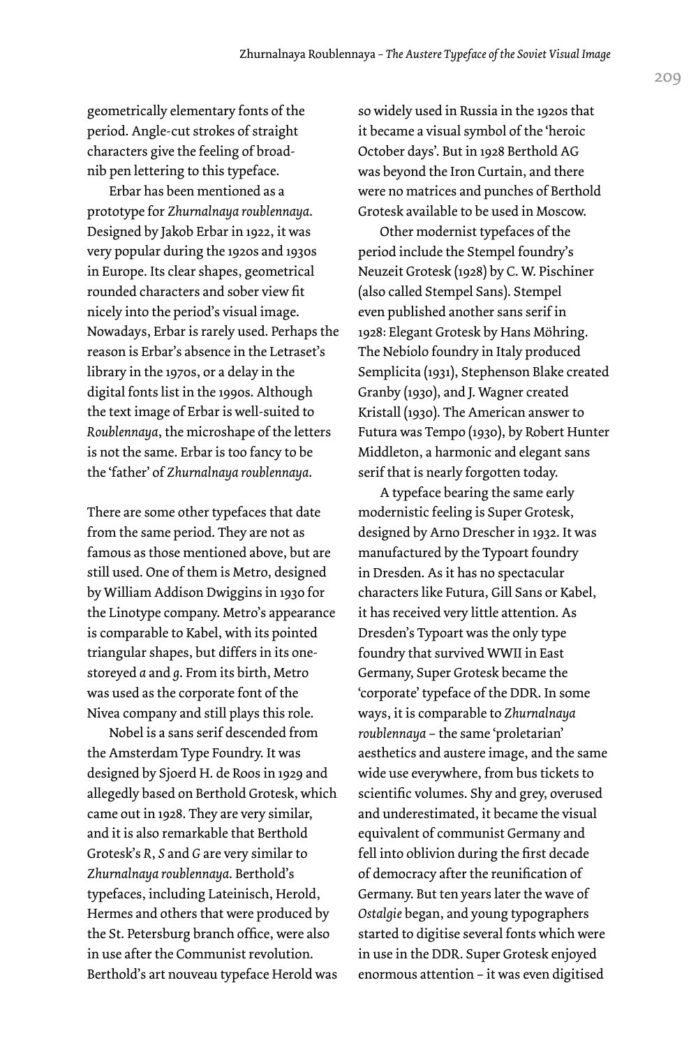geometrically elementary fonts of the period. Angle-cut strokes of straight characters give the feeling of broad-nib pen lettering to this typeface.

Erbar has been mentioned as a prototype for *Zhurnalnaya roublennaya*. Designed by Jakob Erbar in 1922, it was very popular during the 1920s and 1930s in Europe. Its clear shapes, geometrical rounded characters and sober view fit nicely into the period's visual image. Nowadays, Erbar is rarely used. Perhaps the reason is Erbar's absence in the Letraset's library in the 1970s, or a delay in the digital fonts list in the 1990s. Although the text image of Erbar is well-suited to *Roublennaya*, the microshape of the letters is not the same. Erbar is too fancy to be the 'father' of *Zhurnalnaya roublennaya*.

There are some other typefaces that date from the same period. They are not as famous as those mentioned above, but are still used. One of them is Metro, designed by William Addison Dwiggins in 1930 for the Linotype company. Metro's appearance is comparable to Kabel, with its pointed triangular shapes, but differs in its one-storeyed *a* and *g*. From its birth, Metro was used as the corporate font of the Nivea company and still plays this role.

Nobel is a sans serif descended from the Amsterdam Type Foundry. It was designed by Sjoerd H. de Roos in 1929 and allegedly based on Berthold Grotesk, which came out in 1928. They are very similar, and it is also remarkable that Berthold Grotesk's *R*, *S* and *G* are very similar to *Zhurnalnaya roublennaya*. Berthold's typefaces, including Lateinisch, Herold, Hermes and others that were produced by the St. Petersburg branch office, were also in use after the Communist revolution. Berthold's art nouveau typeface Herold was so widely used in Russia in the 1920s that it became a visual symbol of the 'heroic October days'. But in 1928 Berthold AG was beyond the Iron Curtain, and there were no matrices and punches of Berthold Grotesk available to be used in Moscow.

Other modernist typefaces of the period include the Stempel foundry's Neuzeit Grotesk (1928) by C. W. Pischiner (also called Stempel Sans). Stempel even published another sans serif in 1928: Elegant Grotesk by Hans Möhring. The Nebiolo foundry in Italy produced Semplicita (1931), Stephenson Blake created Granby (1930), and J. Wagner created Kristall (1930). The American answer to Futura was Tempo (1930), by Robert Hunter Middleton, a harmonic and elegant sans serif that is nearly forgotten today.

A typeface bearing the same early modernistic feeling is Super Grotesk, designed by Arno Drescher in 1932. It was manufactured by the Typoart foundry in Dresden. As it has no spectacular characters like Futura, Gill Sans or Kabel, it has received very little attention. As Dresden's Typoart was the only type foundry that survived WWII in East Germany, Super Grotesk became the 'corporate' typeface of the DDR. In some ways, it is comparable to *Zhurnalnaya roublennaya* – the same 'proletarian' aesthetics and austere image, and the same wide use everywhere, from bus tickets to scientific volumes. Shy and grey, overused and underestimated, it became the visual equivalent of communist Germany and fell into oblivion during the first decade of democracy after the reunification of Germany. But ten years later the wave of *Ostalgie* began, and young typographers started to digitise several fonts which were in use in the DDR. Super Grotesk enjoyed enormous attention – it was even digitised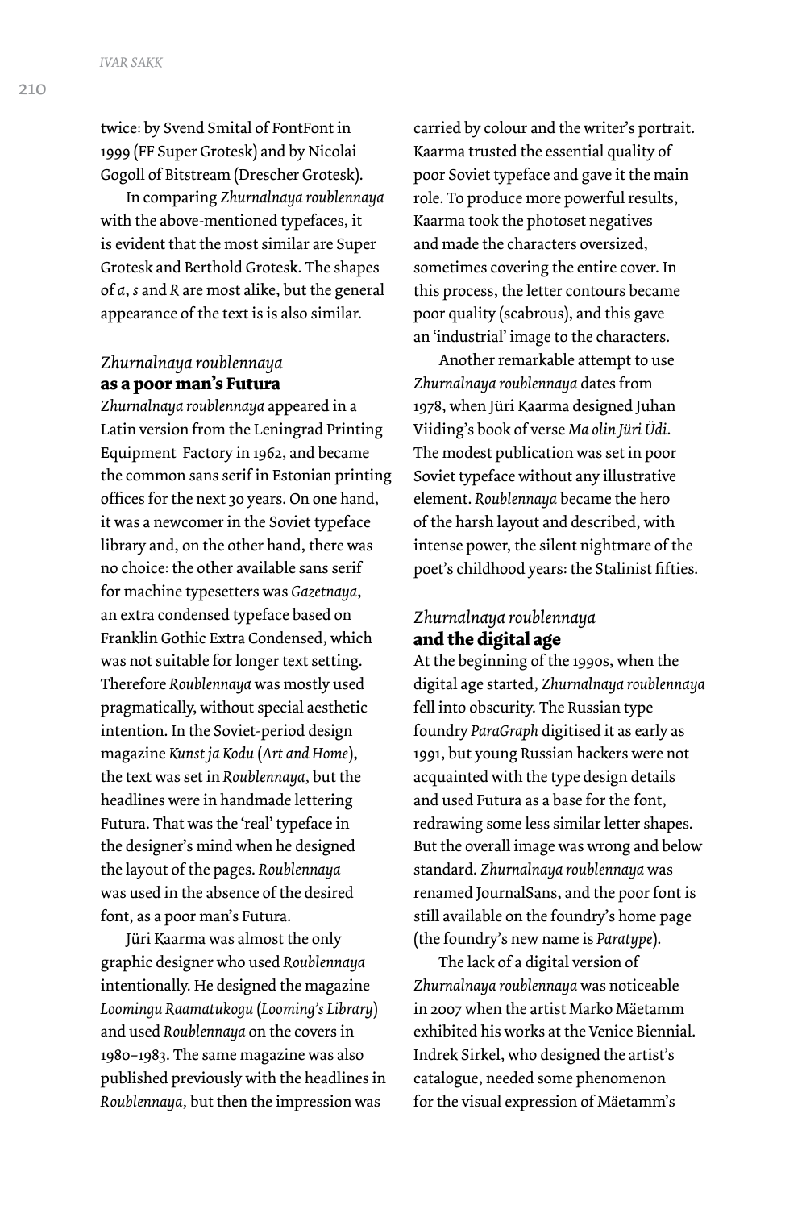twice: by Svend Smital of FontFont in 1999 (FF Super Grotesk) and by Nicolai Gogoll of Bitstream (Drescher Grotesk).

In comparing *Zhurnalnaya roublennaya* with the above-mentioned typefaces, it is evident that the most similar are Super Grotesk and Berthold Grotesk. The shapes of *a*, *s* and *R* are most alike, but the general appearance of the text is is also similar.

## *Zhurnalnaya roublennaya* **as a poor man's Futura**

*Zhurnalnaya roublennaya* appeared in a Latin version from the Leningrad Printing Equipment Factory in 1962, and became the common sans serif in Estonian printing offices for the next 30 years. On one hand, it was a newcomer in the Soviet typeface library and, on the other hand, there was no choice: the other available sans serif for machine typesetters was *Gazetnaya*, an extra condensed typeface based on Franklin Gothic Extra Condensed, which was not suitable for longer text setting. Therefore *Roublennaya* was mostly used pragmatically, without special aesthetic intention. In the Soviet-period design magazine *Kunst ja Kodu* (*Art and Home*), the text was set in *Roublennaya*, but the headlines were in handmade lettering Futura. That was the 'real' typeface in the designer's mind when he designed the layout of the pages. *Roublennaya* was used in the absence of the desired font, as a poor man's Futura.

Jüri Kaarma was almost the only graphic designer who used *Roublennaya* intentionally. He designed the magazine *Loomingu Raamatukogu* (*Looming's Library*) and used *Roublennaya* on the covers in 1980–1983. The same magazine was also published previously with the headlines in *Roublennaya*, but then the impression was carried by colour and the writer's portrait. Kaarma trusted the essential quality of poor Soviet typeface and gave it the main role. To produce more powerful results, Kaarma took the photoset negatives and made the characters oversized, sometimes covering the entire cover. In this process, the letter contours became poor quality (scabrous), and this gave an 'industrial' image to the characters.

Another remarkable attempt to use *Zhurnalnaya roublennaya* dates from 1978, when Jüri Kaarma designed Juhan Viiding's book of verse *Ma olin Jüri Üdi*. The modest publication was set in poor Soviet typeface without any illustrative element. *Roublennaya* became the hero of the harsh layout and described, with intense power, the silent nightmare of the poet's childhood years: the Stalinist fifties.

## *Zhurnalnaya roublennaya* **and the digital age**

At the beginning of the 1990s, when the digital age started, *Zhurnalnaya roublennaya* fell into obscurity. The Russian type foundry *ParaGraph* digitised it as early as 1991, but young Russian hackers were not acquainted with the type design details and used Futura as a base for the font, redrawing some less similar letter shapes. But the overall image was wrong and below standard. *Zhurnalnaya roublennaya* was renamed JournalSans, and the poor font is still available on the foundry's home page (the foundry's new name is *Paratype*).

The lack of a digital version of *Zhurnalnaya roublennaya* was noticeable in 2007 when the artist Marko Mäetamm exhibited his works at the Venice Biennial. Indrek Sirkel, who designed the artist's catalogue, needed some phenomenon for the visual expression of Mäetamm's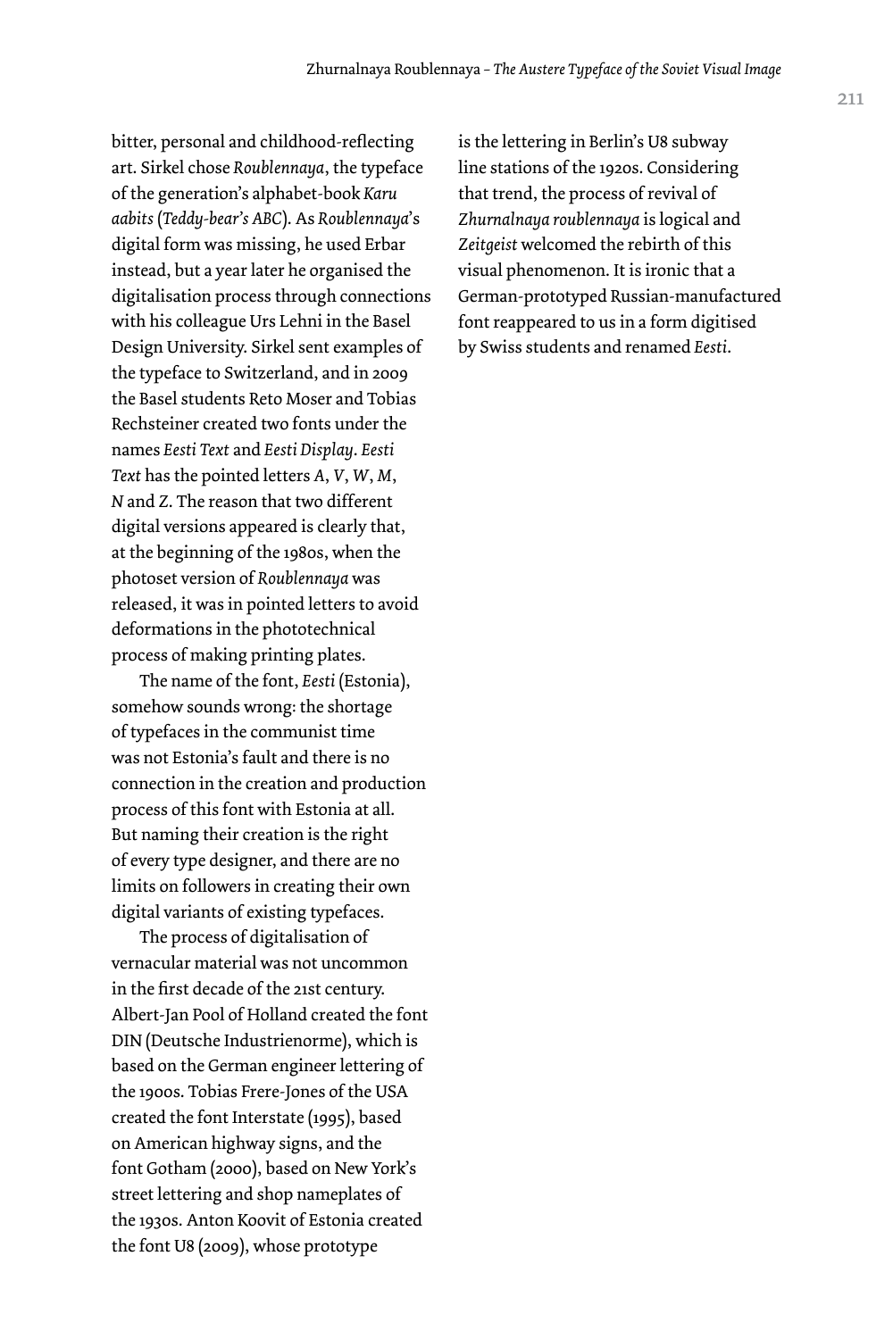bitter, personal and childhood-reflecting art. Sirkel chose *Roublennaya*, the typeface of the generation's alphabet-book *Karu aabits* (*Teddy-bear's ABC*). As *Roublennaya*'s digital form was missing, he used Erbar instead, but a year later he organised the digitalisation process through connections with his colleague Urs Lehni in the Basel Design University. Sirkel sent examples of the typeface to Switzerland, and in 2009 the Basel students Reto Moser and Tobias Rechsteiner created two fonts under the names *Eesti Text* and *Eesti Display*. *Eesti Text* has the pointed letters *A*, *V*, *W*, *M*, *N* and *Z*. The reason that two different digital versions appeared is clearly that, at the beginning of the 1980s, when the photoset version of *Roublennaya* was released, it was in pointed letters to avoid deformations in the phototechnical process of making printing plates.

The name of the font, *Eesti* (Estonia), somehow sounds wrong: the shortage of typefaces in the communist time was not Estonia's fault and there is no connection in the creation and production process of this font with Estonia at all. But naming their creation is the right of every type designer, and there are no limits on followers in creating their own digital variants of existing typefaces.

The process of digitalisation of vernacular material was not uncommon in the first decade of the 21st century. Albert-Jan Pool of Holland created the font DIN (Deutsche Industrienorme), which is based on the German engineer lettering of the 1900s. Tobias Frere-Jones of the USA created the font Interstate (1995), based on American highway signs, and the font Gotham (2000), based on New York's street lettering and shop nameplates of the 1930s. Anton Koovit of Estonia created the font U8 (2009), whose prototype is the lettering in Berlin's U8 subway line stations of the 1920s. Considering that trend, the process of revival of *Zhurnalnaya roublennaya* is logical and *Zeitgeist* welcomed the rebirth of this visual phenomenon. It is ironic that a German-prototyped Russian-manufactured font reappeared to us in a form digitised by Swiss students and renamed *Eesti*.